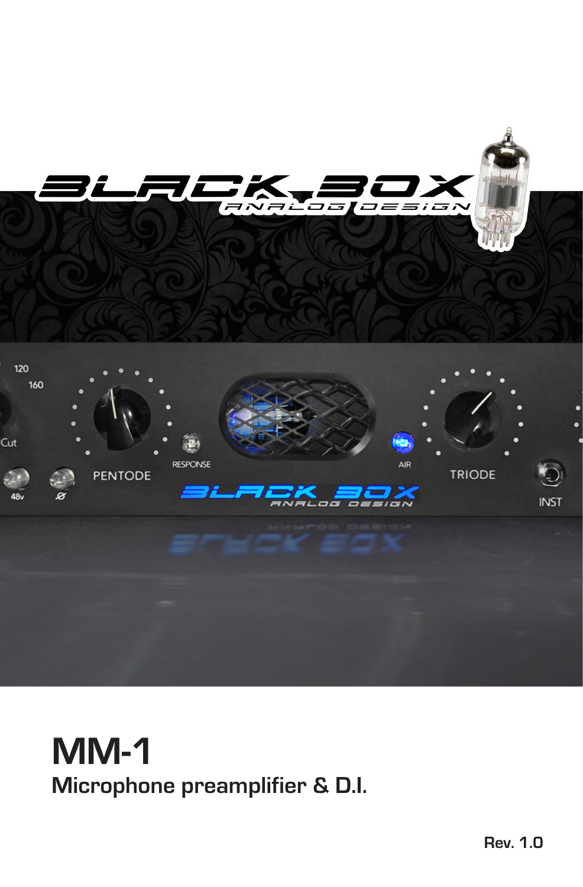# MM-1

## Microphone preamplifier & D.I.

Rev. 1.0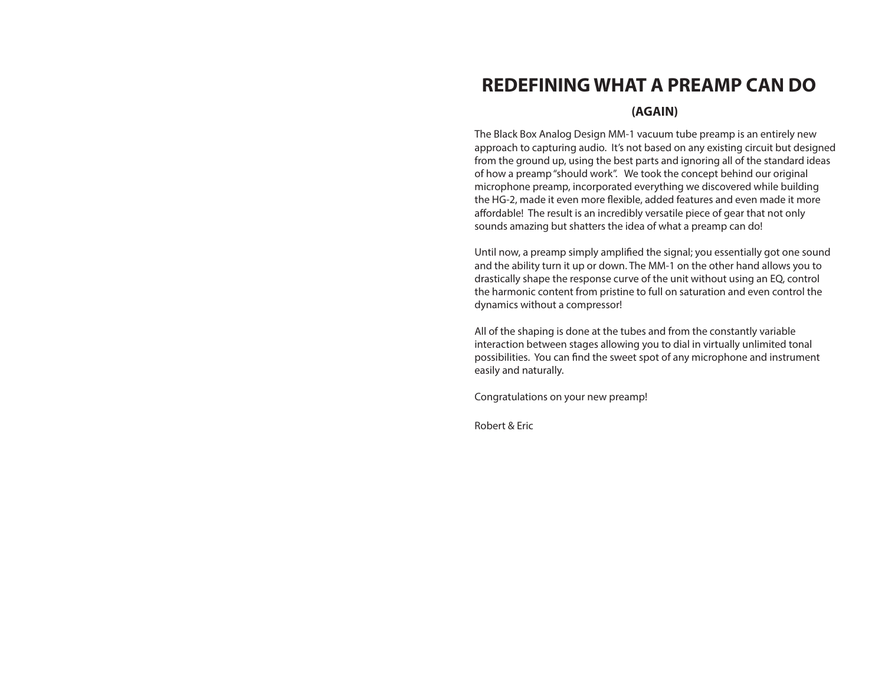# REDEFINING WHAT A PREAMP CAN DO

**(AGAIN)**

The Black Box Analog Design MM-1 vacuum tube preamp is an entirely new approach to capturing audio. It's not based on any existing circuit but designed from the ground up, using the best parts and ignoring all of the standard ideas of how a preamp "should work". We took the concept behind our original microphone preamp, incorporated everything we discovered while building the HG-2, made it even more flexible, added features and even made it more affordable! The result is an incredibly versatile piece of gear that not only sounds amazing but shatters the idea of what a preamp can do!

Until now, a preamp simply amplified the signal; you essentially got one sound and the ability turn it up or down. The MM-1 on the other hand allows you to drastically shape the response curve of the unit without using an EQ, control the harmonic content from pristine to full on saturation and even control the dynamics without a compressor!

All of the shaping is done at the tubes and from the constantly variable interaction between stages allowing you to dial in virtually unlimited tonal possibilities. You can find the sweet spot of any microphone and instrument easily and naturally.

Congratulations on your new preamp!

Robert & Eric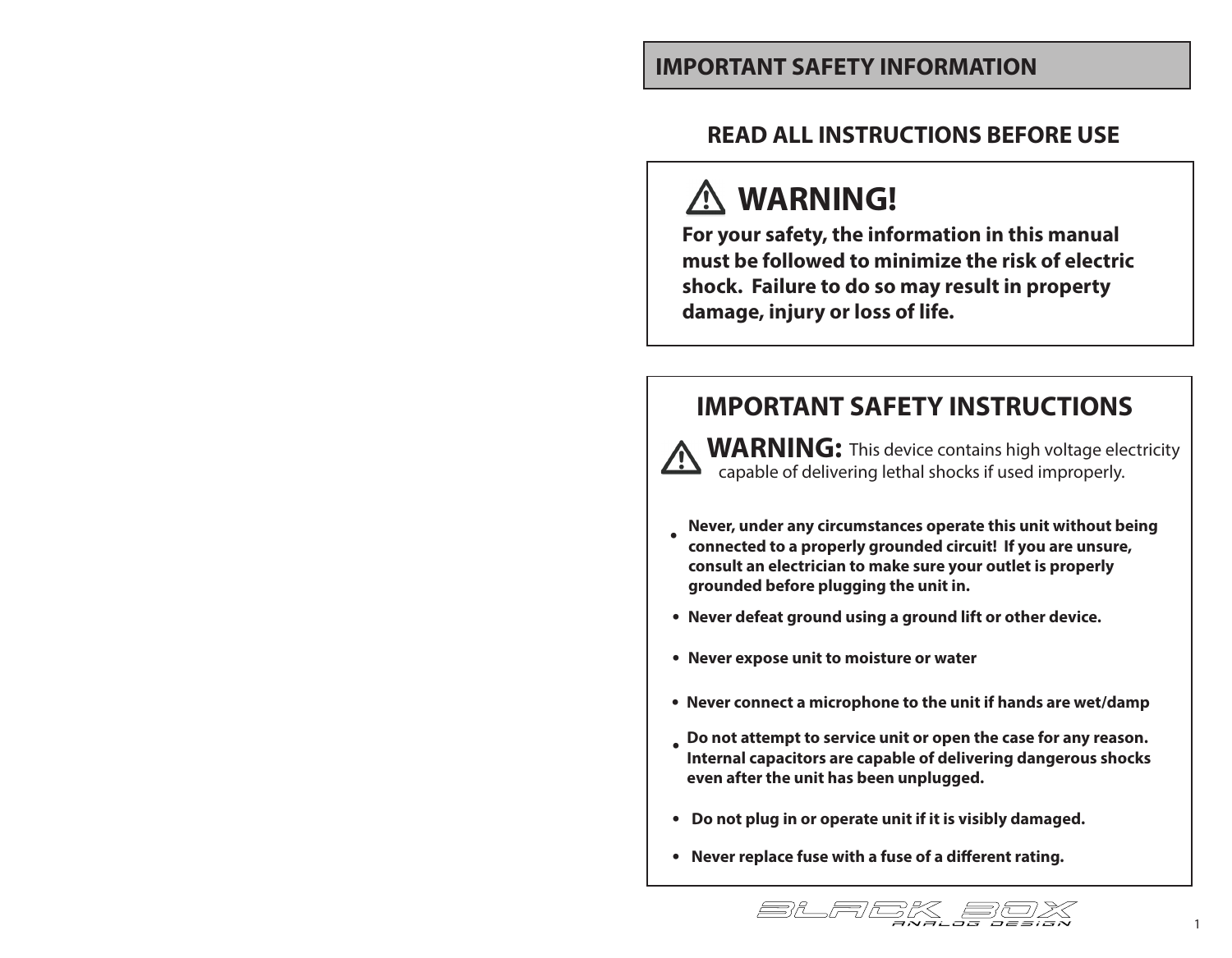# IMPORTANT SAFETY INFORMATION

## READ ALL INSTRUCTIONS BEFORE USE

### ⚠ WARNING!

**For your safety, the information in this manual must be followed to minimize the risk of electric shock. Failure to do so may result in property damage, injury or loss of life.**

## IMPORTANT SAFETY INSTRUCTIONS

⚠ **WARNING:** This device contains high voltage electricity capable of delivering lethal shocks if used improperly.

- **Never, under any circumstances operate this unit without being connected to a properly grounded circuit! If you are unsure, consult an electrician to make sure your outlet is properly grounded before plugging the unit in.**
- **Never defeat ground using a ground lift or other device.**
- **Never expose unit to moisture or water**
- **Never connect a microphone to the unit if hands are wet/damp**
- **Do not attempt to service unit or open the case for any reason. Internal capacitors are capable of delivering dangerous shocks even after the unit has been unplugged.**
- **Do not plug in or operate unit if it is visibly damaged.**
- **Never replace fuse with a fuse of a different rating.**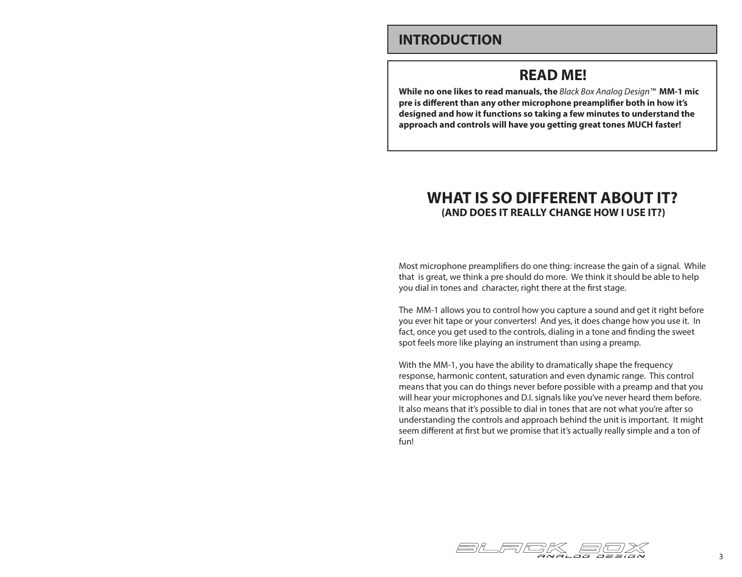## INTRODUCTION

## READ ME!

**While no one likes to read manuals, the** *Black Box Analog Design™* **MM-1 mic pre is different than any other microphone preamplifier both in how it's designed and how it functions so taking a few minutes to understand the approach and controls will have you getting great tones MUCH faster!**

## WHAT IS SO DIFFERENT ABOUT IT?

### (AND DOES IT REALLY CHANGE HOW I USE IT?)

Most microphone preamplifiers do one thing: increase the gain of a signal. While that is great, we think a pre should do more. We think it should be able to help you dial in tones and character, right there at the first stage.

The MM-1 allows you to control how you capture a sound and get it right before you ever hit tape or your converters! And yes, it does change how you use it. In fact, once you get used to the controls, dialing in a tone and finding the sweet spot feels more like playing an instrument than using a preamp.

With the MM-1, you have the ability to dramatically shape the frequency response, harmonic content, saturation and even dynamic range. This control means that you can do things never before possible with a preamp and that you will hear your microphones and D.I. signals like you've never heard them before. It also means that it's possible to dial in tones that are not what you're after so understanding the controls and approach behind the unit is important. It might seem different at first but we promise that it's actually really simple and a ton of fun!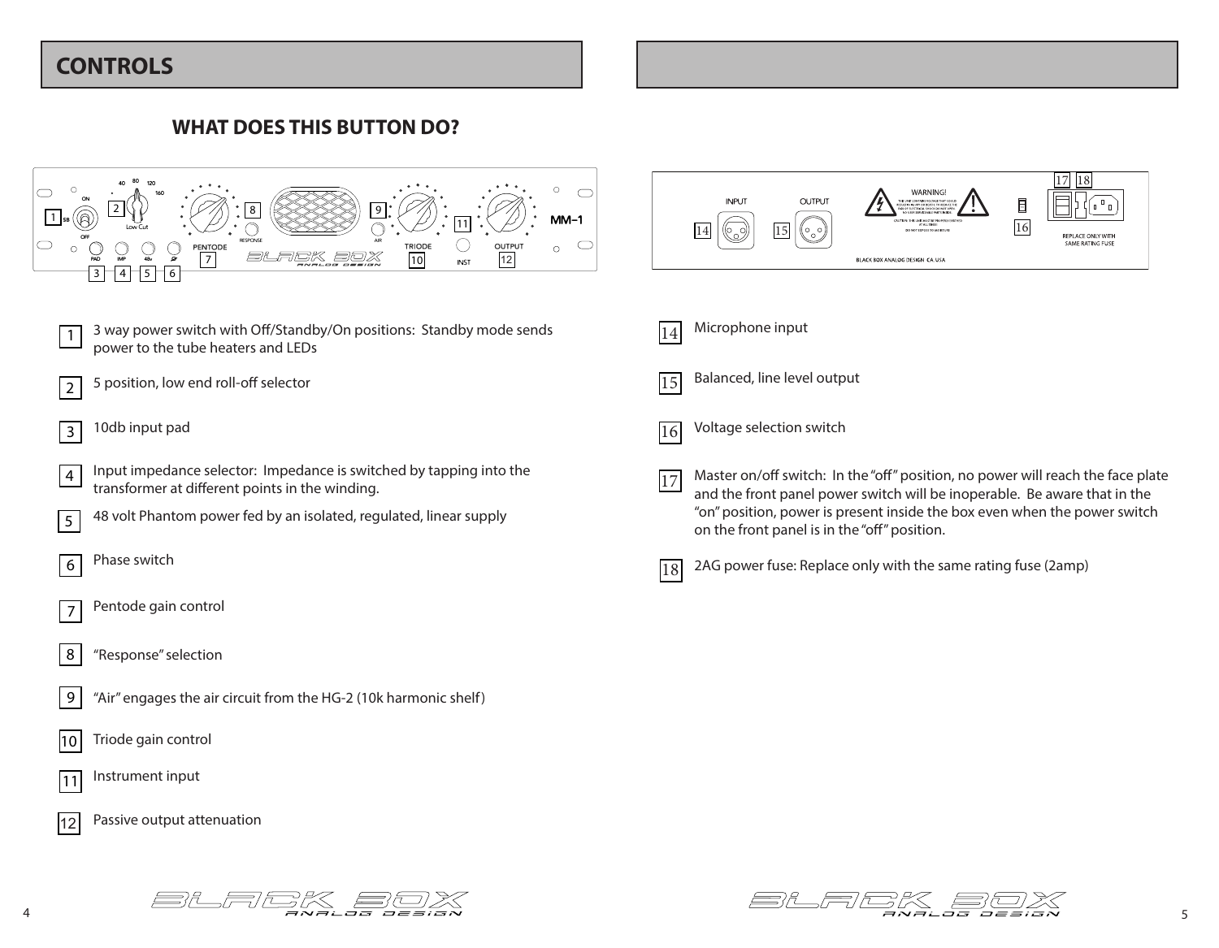## CONTROLS

### WHAT DOES THIS BUTTON DO?

1. 3 way power switch with Off/Standby/On positions: Standby mode sends power to the tube heaters and LEDs
2. 5 position, low end roll-off selector
3. 10db input pad
4. Input impedance selector: Impedance is switched by tapping into the transformer at different points in the winding.
5. 48 volt Phantom power fed by an isolated, regulated, linear supply
6. Phase switch
7. Pentode gain control
8. “Response” selection
9. “Air” engages the air circuit from the HG-2 (10k harmonic shelf)
10. Triode gain control
11. Instrument input
12. Passive output attenuation

14. Microphone input
15. Balanced, line level output
16. Voltage selection switch
17. Master on/off switch: In the “off” position, no power will reach the face plate and the front panel power switch will be inoperable. Be aware that in the “on” position, power is present inside the box even when the power switch on the front panel is in the “off” position.
18. 2AG power fuse: Replace only with the same rating fuse (2amp)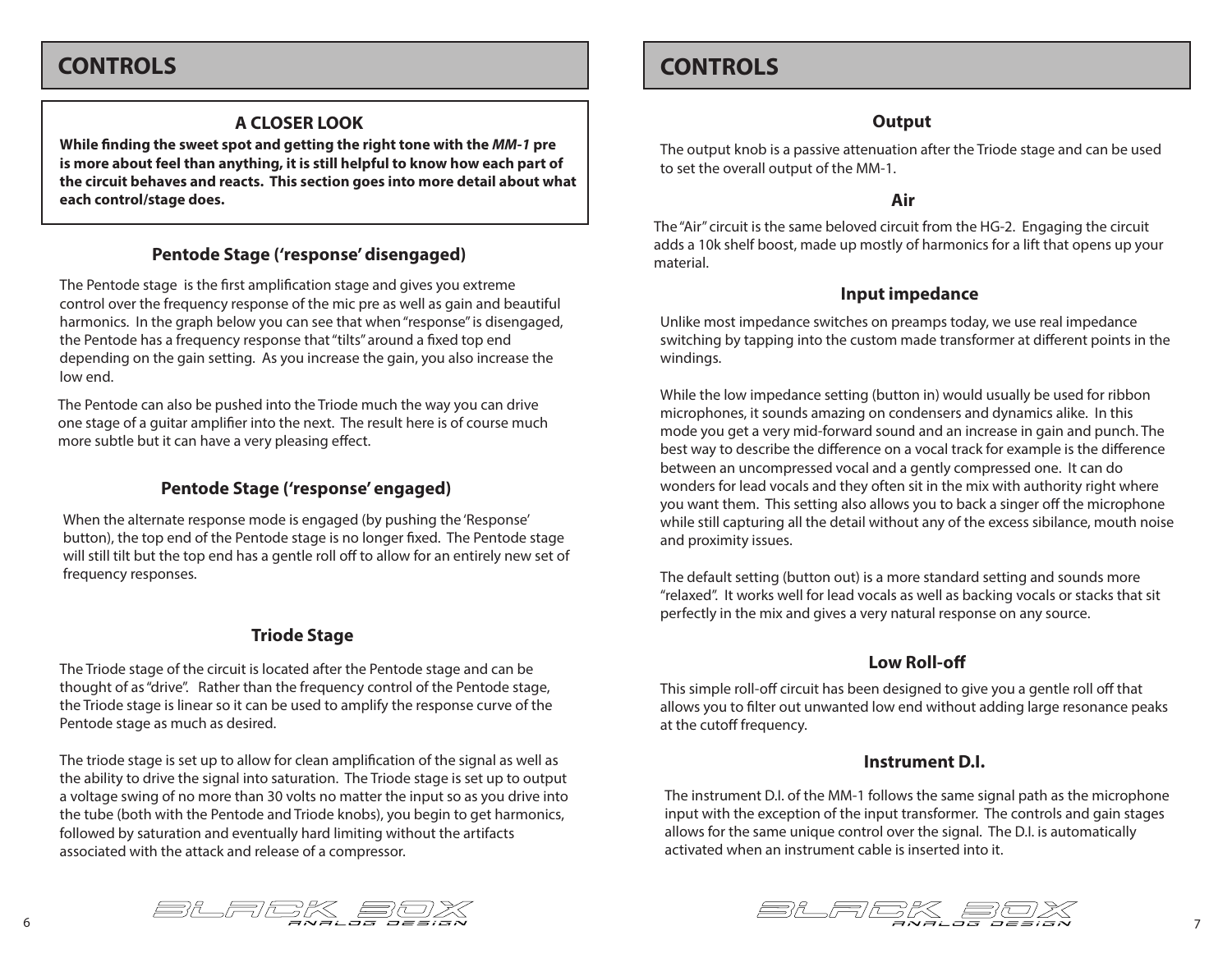## CONTROLS

### A CLOSER LOOK

**While finding the sweet spot and getting the right tone with the *MM-1* pre is more about feel than anything, it is still helpful to know how each part of the circuit behaves and reacts. This section goes into more detail about what each control/stage does.**

### Pentode Stage ('response' disengaged)

The Pentode stage is the first amplification stage and gives you extreme control over the frequency response of the mic pre as well as gain and beautiful harmonics. In the graph below you can see that when "response" is disengaged, the Pentode has a frequency response that "tilts" around a fixed top end depending on the gain setting. As you increase the gain, you also increase the low end.

The Pentode can also be pushed into the Triode much the way you can drive one stage of a guitar amplifier into the next. The result here is of course much more subtle but it can have a very pleasing effect.

### Pentode Stage ('response' engaged)

When the alternate response mode is engaged (by pushing the 'Response' button), the top end of the Pentode stage is no longer fixed. The Pentode stage will still tilt but the top end has a gentle roll off to allow for an entirely new set of frequency responses.

### Triode Stage

The Triode stage of the circuit is located after the Pentode stage and can be thought of as "drive". Rather than the frequency control of the Pentode stage, the Triode stage is linear so it can be used to amplify the response curve of the Pentode stage as much as desired.

The triode stage is set up to allow for clean amplification of the signal as well as the ability to drive the signal into saturation. The Triode stage is set up to output a voltage swing of no more than 30 volts no matter the input so as you drive into the tube (both with the Pentode and Triode knobs), you begin to get harmonics, followed by saturation and eventually hard limiting without the artifacts associated with the attack and release of a compressor.

## CONTROLS

### Output

The output knob is a passive attenuation after the Triode stage and can be used to set the overall output of the MM-1.

### Air

The "Air" circuit is the same beloved circuit from the HG-2. Engaging the circuit adds a 10k shelf boost, made up mostly of harmonics for a lift that opens up your material.

### Input impedance

Unlike most impedance switches on preamps today, we use real impedance switching by tapping into the custom made transformer at different points in the windings.

While the low impedance setting (button in) would usually be used for ribbon microphones, it sounds amazing on condensers and dynamics alike. In this mode you get a very mid-forward sound and an increase in gain and punch. The best way to describe the difference on a vocal track for example is the difference between an uncompressed vocal and a gently compressed one. It can do wonders for lead vocals and they often sit in the mix with authority right where you want them. This setting also allows you to back a singer off the microphone while still capturing all the detail without any of the excess sibilance, mouth noise and proximity issues.

The default setting (button out) is a more standard setting and sounds more "relaxed". It works well for lead vocals as well as backing vocals or stacks that sit perfectly in the mix and gives a very natural response on any source.

### Low Roll-off

This simple roll-off circuit has been designed to give you a gentle roll off that allows you to filter out unwanted low end without adding large resonance peaks at the cutoff frequency.

### Instrument D.I.

The instrument D.I. of the MM-1 follows the same signal path as the microphone input with the exception of the input transformer. The controls and gain stages allows for the same unique control over the signal. The D.I. is automatically activated when an instrument cable is inserted into it.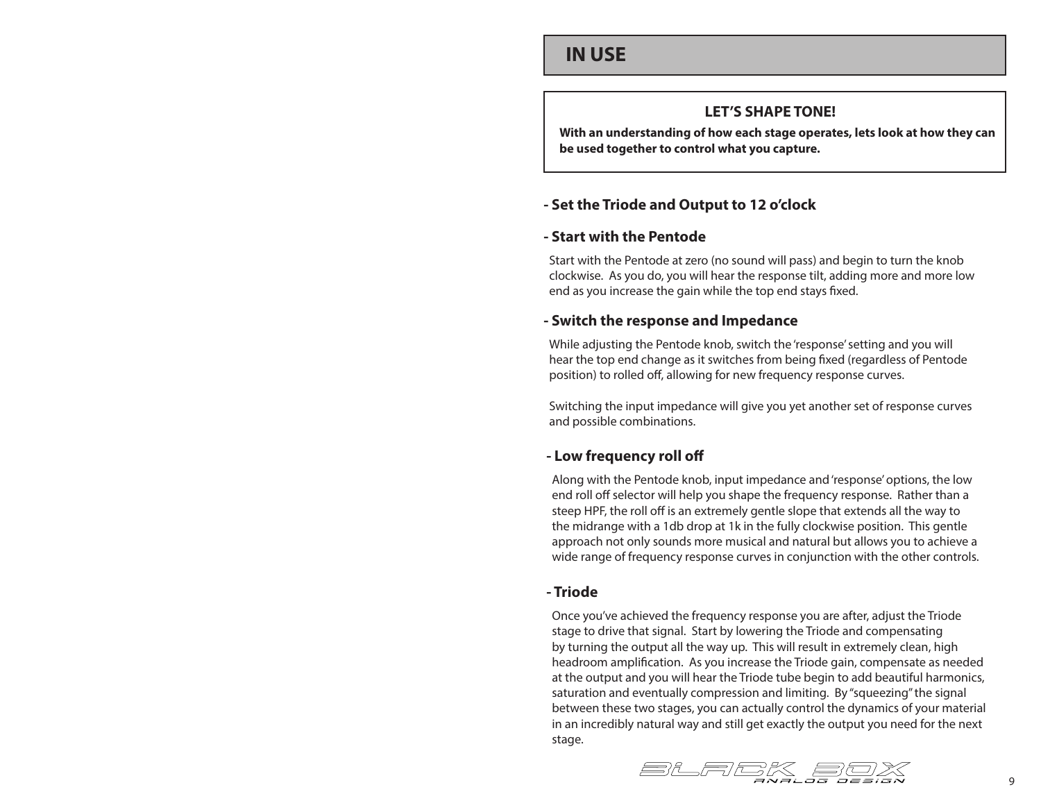# IN USE

## LET'S SHAPE TONE!

**With an understanding of how each stage operates, lets look at how they can be used together to control what you capture.**

### - Set the Triode and Output to 12 o'clock

### - Start with the Pentode

Start with the Pentode at zero (no sound will pass) and begin to turn the knob clockwise. As you do, you will hear the response tilt, adding more and more low end as you increase the gain while the top end stays fixed.

### - Switch the response and Impedance

While adjusting the Pentode knob, switch the 'response' setting and you will hear the top end change as it switches from being fixed (regardless of Pentode position) to rolled off, allowing for new frequency response curves.

Switching the input impedance will give you yet another set of response curves and possible combinations.

### - Low frequency roll off

Along with the Pentode knob, input impedance and 'response' options, the low end roll off selector will help you shape the frequency response. Rather than a steep HPF, the roll off is an extremely gentle slope that extends all the way to the midrange with a 1db drop at 1k in the fully clockwise position. This gentle approach not only sounds more musical and natural but allows you to achieve a wide range of frequency response curves in conjunction with the other controls.

### - Triode

Once you've achieved the frequency response you are after, adjust the Triode stage to drive that signal. Start by lowering the Triode and compensating by turning the output all the way up. This will result in extremely clean, high headroom amplification. As you increase the Triode gain, compensate as needed at the output and you will hear the Triode tube begin to add beautiful harmonics, saturation and eventually compression and limiting. By "squeezing" the signal between these two stages, you can actually control the dynamics of your material in an incredibly natural way and still get exactly the output you need for the next stage.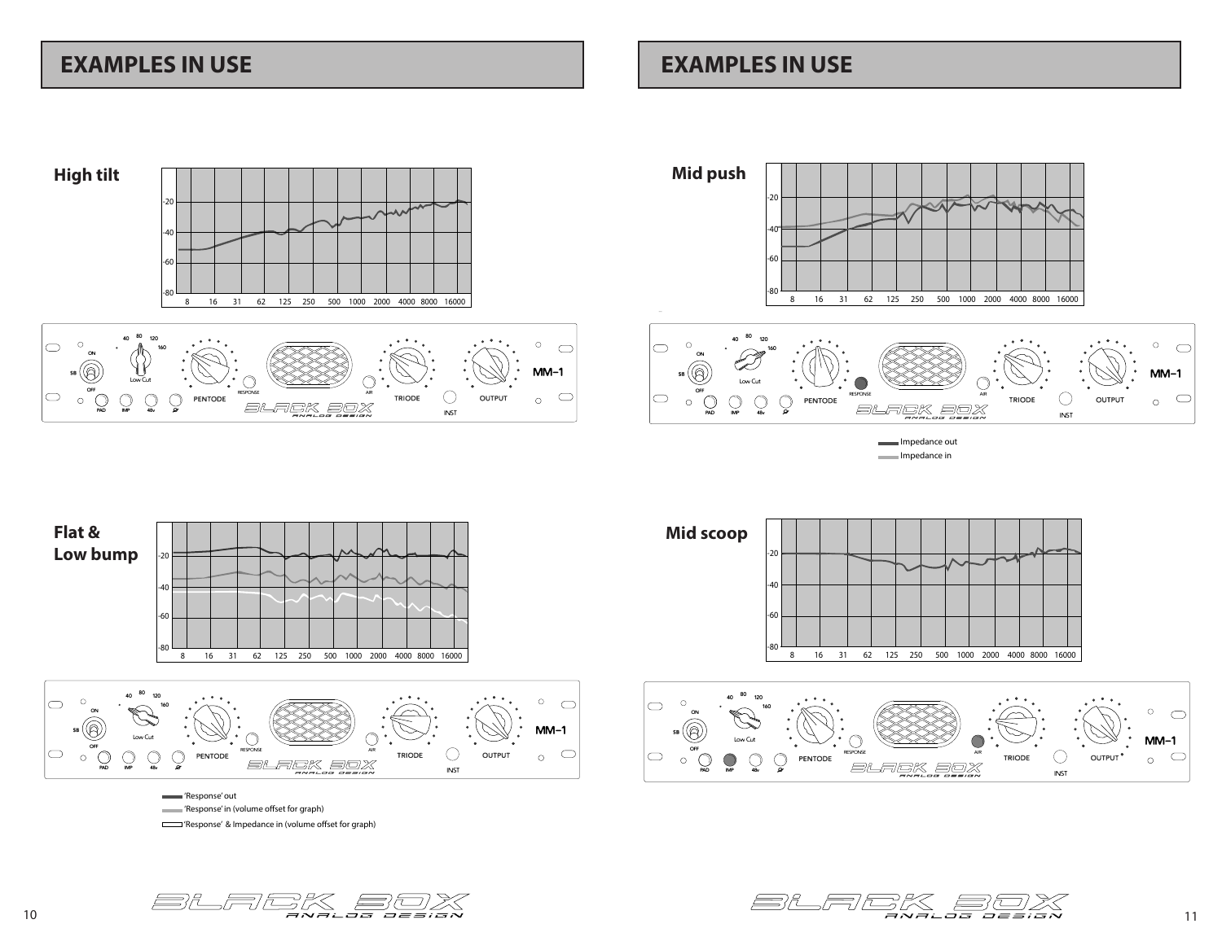# EXAMPLES IN USE

## High tilt

## Flat & Low bump

'Response' out

'Response' in (volume offset for graph)

'Response' & Impedance in (volume offset for graph)

# EXAMPLES IN USE

## Mid push

Impedance out

Impedance in

## Mid scoop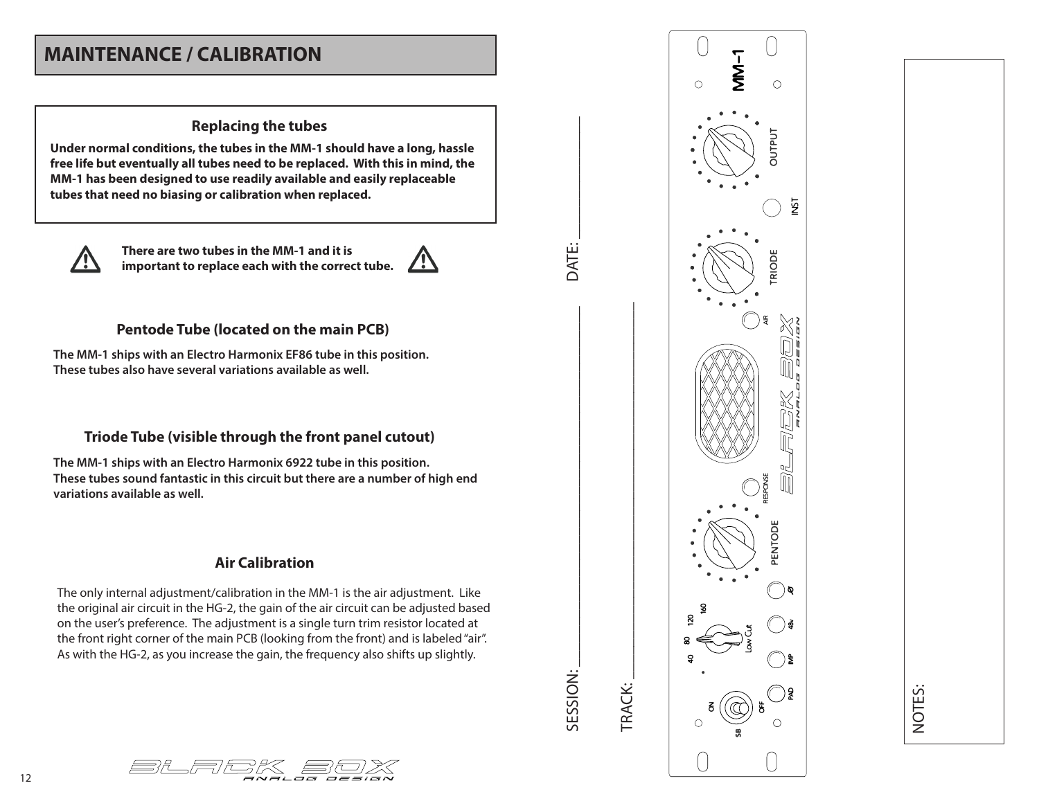## MAINTENANCE / CALIBRATION

### Replacing the tubes

**Under normal conditions, the tubes in the MM-1 should have a long, hassle free life but eventually all tubes need to be replaced. With this in mind, the MM-1 has been designed to use readily available and easily replaceable tubes that need no biasing or calibration when replaced.**

**There are two tubes in the MM-1 and it is important to replace each with the correct tube.**

### Pentode Tube (located on the main PCB)

**The MM-1 ships with an Electro Harmonix EF86 tube in this position. These tubes also have several variations available as well.**

### Triode Tube (visible through the front panel cutout)

**The MM-1 ships with an Electro Harmonix 6922 tube in this position. These tubes sound fantastic in this circuit but there are a number of high end variations available as well.**

### Air Calibration

The only internal adjustment/calibration in the MM-1 is the air adjustment. Like the original air circuit in the HG-2, the gain of the air circuit can be adjusted based on the user's preference. The adjustment is a single turn trim resistor located at the front right corner of the main PCB (looking from the front) and is labeled "air". As with the HG-2, as you increase the gain, the frequency also shifts up slightly.

SESSION: ____________ DATE: ____________

TRACK: ____________

MM-1

OUTPUT

INST

TRIODE

AIR

RESPONSE

PENTODE

Ø

48v

IMP

PAD

160

120

80

40

Low Cut

ON

OFF

SB

NOTES: